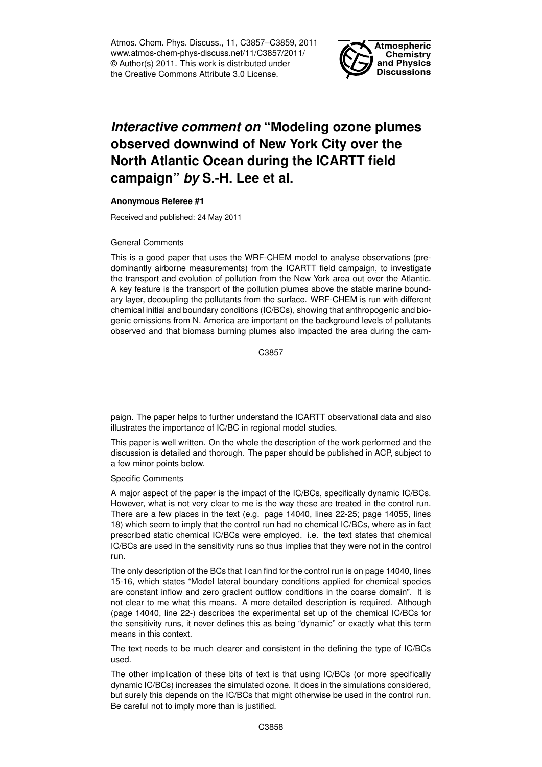# *Interactive comment on* "Modeling ozone plumes observed downwind of New York City over the North Atlantic Ocean during the ICARTT field campaign" *by* S.-H. Lee et al.

**Anonymous Referee #1**

Received and published: 24 May 2011

General Comments

This is a good paper that uses the WRF-CHEM model to analyse observations (predominantly airborne measurements) from the ICARTT field campaign, to investigate the transport and evolution of pollution from the New York area out over the Atlantic. A key feature is the transport of the pollution plumes above the stable marine boundary layer, decoupling the pollutants from the surface. WRF-CHEM is run with different chemical initial and boundary conditions (IC/BCs), showing that anthropogenic and biogenic emissions from N. America are important on the background levels of pollutants observed and that biomass burning plumes also impacted the area during the campaign. The paper helps to further understand the ICARTT observational data and also illustrates the importance of IC/BC in regional model studies.

This paper is well written. On the whole the description of the work performed and the discussion is detailed and thorough. The paper should be published in ACP, subject to a few minor points below.

Specific Comments

A major aspect of the paper is the impact of the IC/BCs, specifically dynamic IC/BCs. However, what is not very clear to me is the way these are treated in the control run. There are a few places in the text (e.g. page 14040, lines 22-25; page 14055, lines 18) which seem to imply that the control run had no chemical IC/BCs, where as in fact prescribed static chemical IC/BCs were employed. i.e. the text states that chemical IC/BCs are used in the sensitivity runs so thus implies that they were not in the control run.

The only description of the BCs that I can find for the control run is on page 14040, lines 15-16, which states "Model lateral boundary conditions applied for chemical species are constant inflow and zero gradient outflow conditions in the coarse domain". It is not clear to me what this means. A more detailed description is required. Although (page 14040, line 22-) describes the experimental set up of the chemical IC/BCs for the sensitivity runs, it never defines this as being "dynamic" or exactly what this term means in this context.

The text needs to be much clearer and consistent in the defining the type of IC/BCs used.

The other implication of these bits of text is that using IC/BCs (or more specifically dynamic IC/BCs) increases the simulated ozone. It does in the simulations considered, but surely this depends on the IC/BCs that might otherwise be used in the control run. Be careful not to imply more than is justified.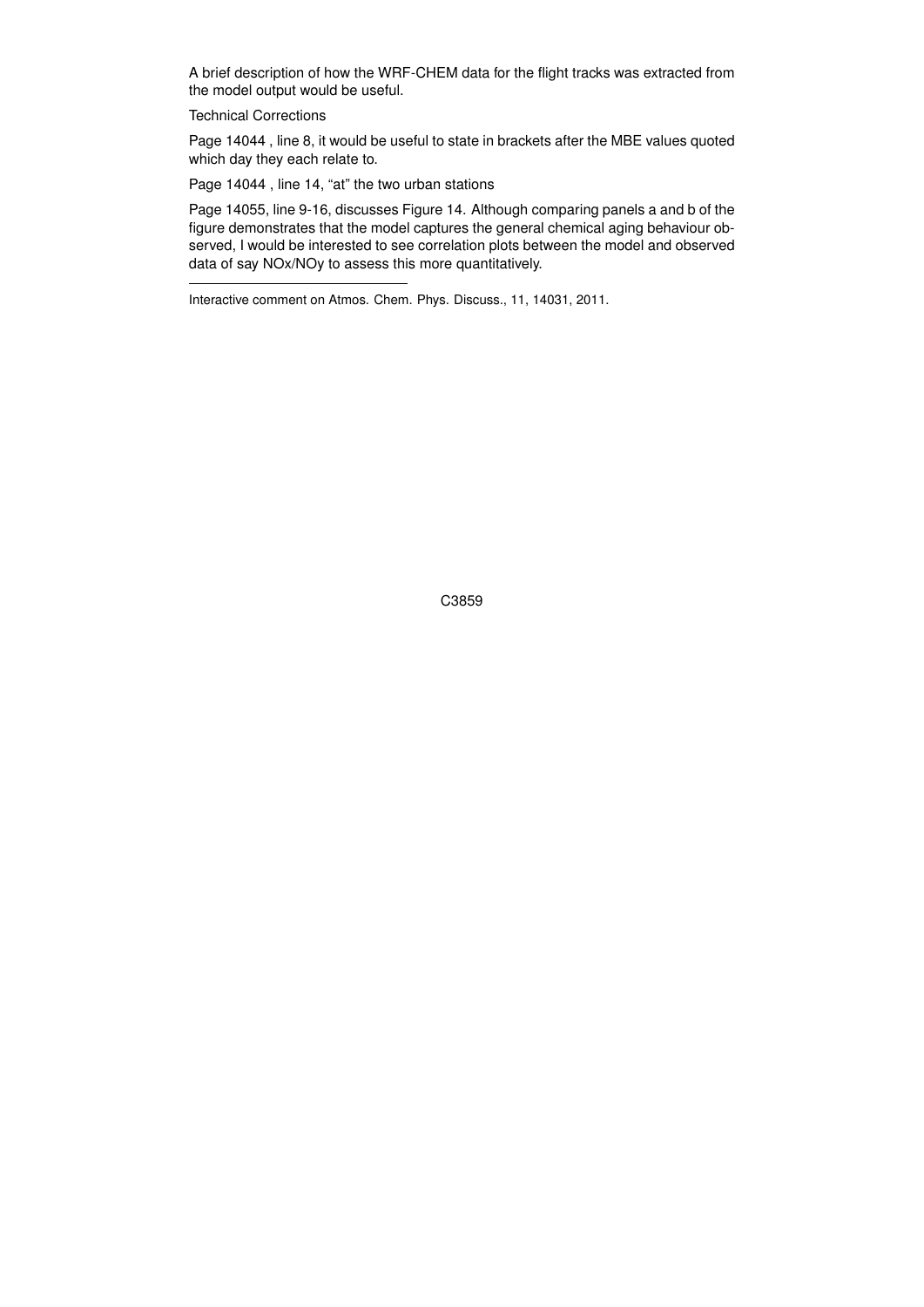A brief description of how the WRF-CHEM data for the flight tracks was extracted from the model output would be useful.

Technical Corrections

Page 14044 , line 8, it would be useful to state in brackets after the MBE values quoted which day they each relate to.

Page 14044 , line 14, "at" the two urban stations

Page 14055, line 9-16, discusses Figure 14. Although comparing panels a and b of the figure demonstrates that the model captures the general chemical aging behaviour observed, I would be interested to see correlation plots between the model and observed data of say NOx/NOy to assess this more quantitatively.

---

Interactive comment on Atmos. Chem. Phys. Discuss., 11, 14031, 2011.